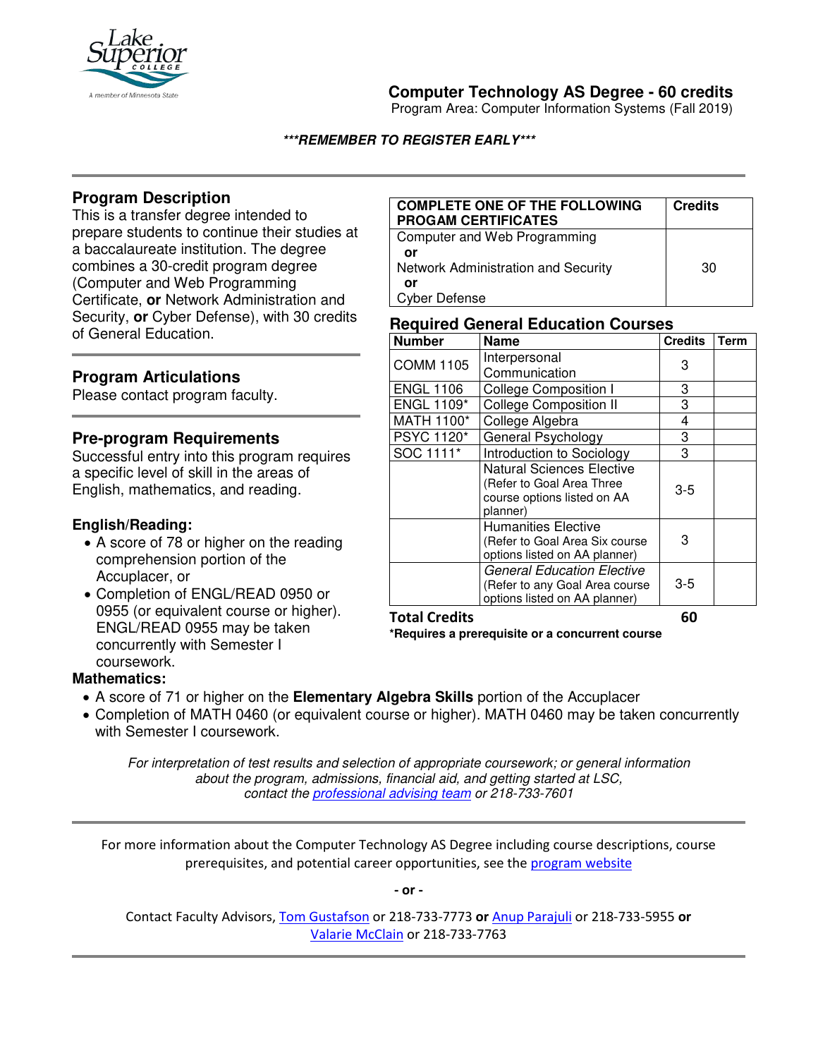# Computer Technology AS Degree - 60 credits

Program Area: Computer Information Systems (Fall 2019)

***REMEMBER TO REGISTER EARLY***

## Program Description

This is a transfer degree intended to prepare students to continue their studies at a baccalaureate institution. The degree combines a 30-credit program degree (Computer and Web Programming Certificate, **or** Network Administration and Security, **or** Cyber Defense), with 30 credits of General Education.

## Program Articulations

Please contact program faculty.

## Pre-program Requirements

Successful entry into this program requires a specific level of skill in the areas of English, mathematics, and reading.

### English/Reading:

- A score of 78 or higher on the reading comprehension portion of the Accuplacer, or
- Completion of ENGL/READ 0950 or 0955 (or equivalent course or higher). ENGL/READ 0955 may be taken concurrently with Semester I coursework.

### Mathematics:

- A score of 71 or higher on the **Elementary Algebra Skills** portion of the Accuplacer
- Completion of MATH 0460 (or equivalent course or higher). MATH 0460 may be taken concurrently with Semester I coursework.

| COMPLETE ONE OF THE FOLLOWING PROGAM CERTIFICATES | Credits |
|---|---|
| Computer and Web Programming<br>**or**<br>Network Administration and Security<br>**or**<br>Cyber Defense | 30 |

## Required General Education Courses

| Number | Name | Credits | Term |
|---|---|---|---|
| COMM 1105 | Interpersonal Communication | 3 | |
| ENGL 1106 | College Composition I | 3 | |
| ENGL 1109* | College Composition II | 3 | |
| MATH 1100* | College Algebra | 4 | |
| PSYC 1120* | General Psychology | 3 | |
| SOC 1111* | Introduction to Sociology | 3 | |
| | Natural Sciences Elective (Refer to Goal Area Three course options listed on AA planner) | 3-5 | |
| | Humanities Elective (Refer to Goal Area Six course options listed on AA planner) | 3 | |
| | *General Education Elective* (Refer to any Goal Area course options listed on AA planner) | 3-5 | |
| **Total Credits** | | **60** | |

***Requires a prerequisite or a concurrent course**

*For interpretation of test results and selection of appropriate coursework; or general information about the program, admissions, financial aid, and getting started at LSC, contact the professional advising team or 218-733-7601*

For more information about the Computer Technology AS Degree including course descriptions, course prerequisites, and potential career opportunities, see the program website

**- or -**

Contact Faculty Advisors, Tom Gustafson or 218-733-7773 **or** Anup Parajuli or 218-733-5955 **or** Valarie McClain or 218-733-7763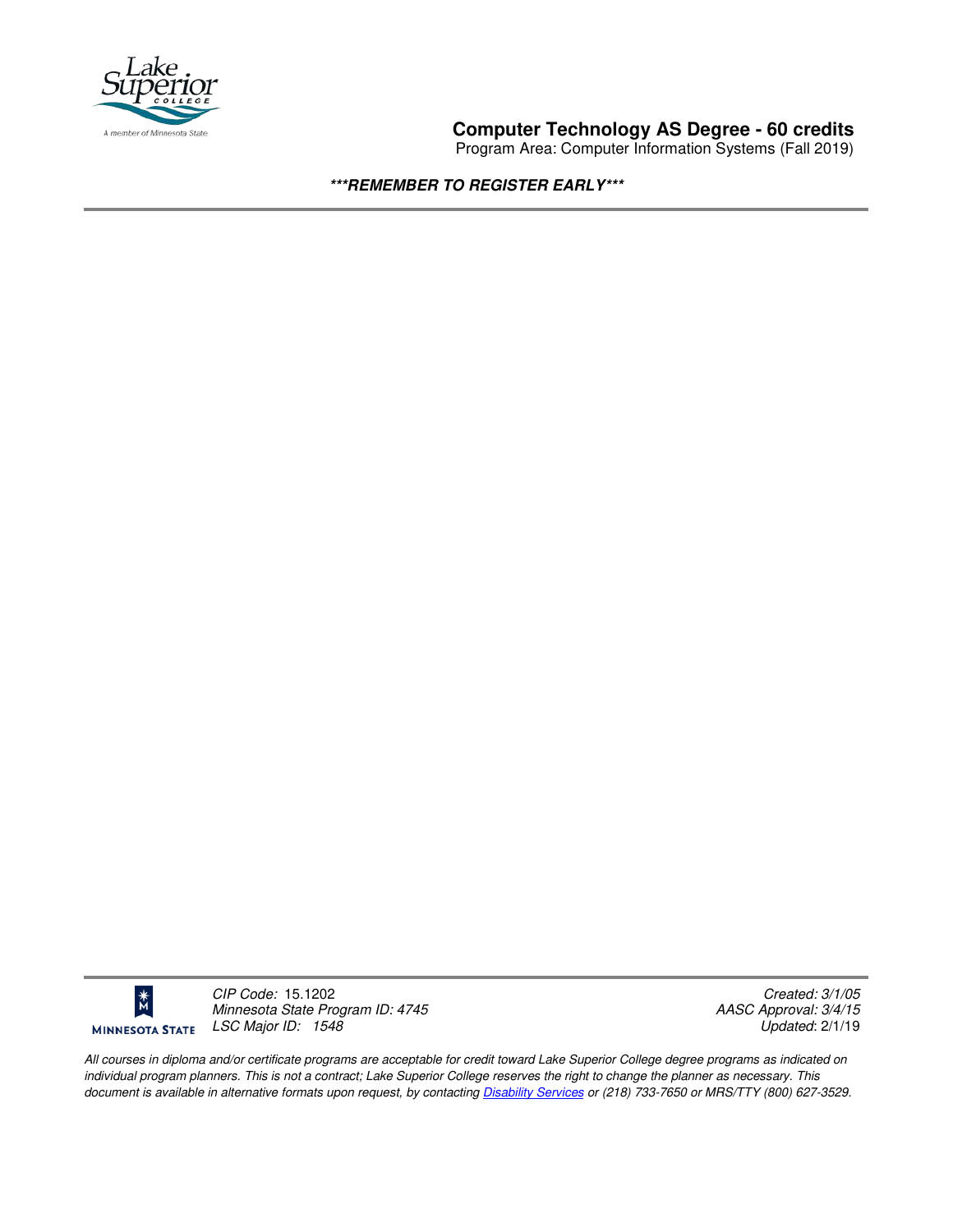## Computer Technology AS Degree - 60 credits

Program Area: Computer Information Systems (Fall 2019)

***\*\*\*REMEMBER TO REGISTER EARLY\*\*\****

---

*CIP Code:* 15.1202
*Minnesota State Program ID: 4745*
*LSC Major ID: 1548*

*Created: 3/1/05*
*AASC Approval: 3/4/15*
*Updated*: 2/1/19

*All courses in diploma and/or certificate programs are acceptable for credit toward Lake Superior College degree programs as indicated on individual program planners. This is not a contract; Lake Superior College reserves the right to change the planner as necessary. This document is available in alternative formats upon request, by contacting Disability Services or (218) 733-7650 or MRS/TTY (800) 627-3529.*